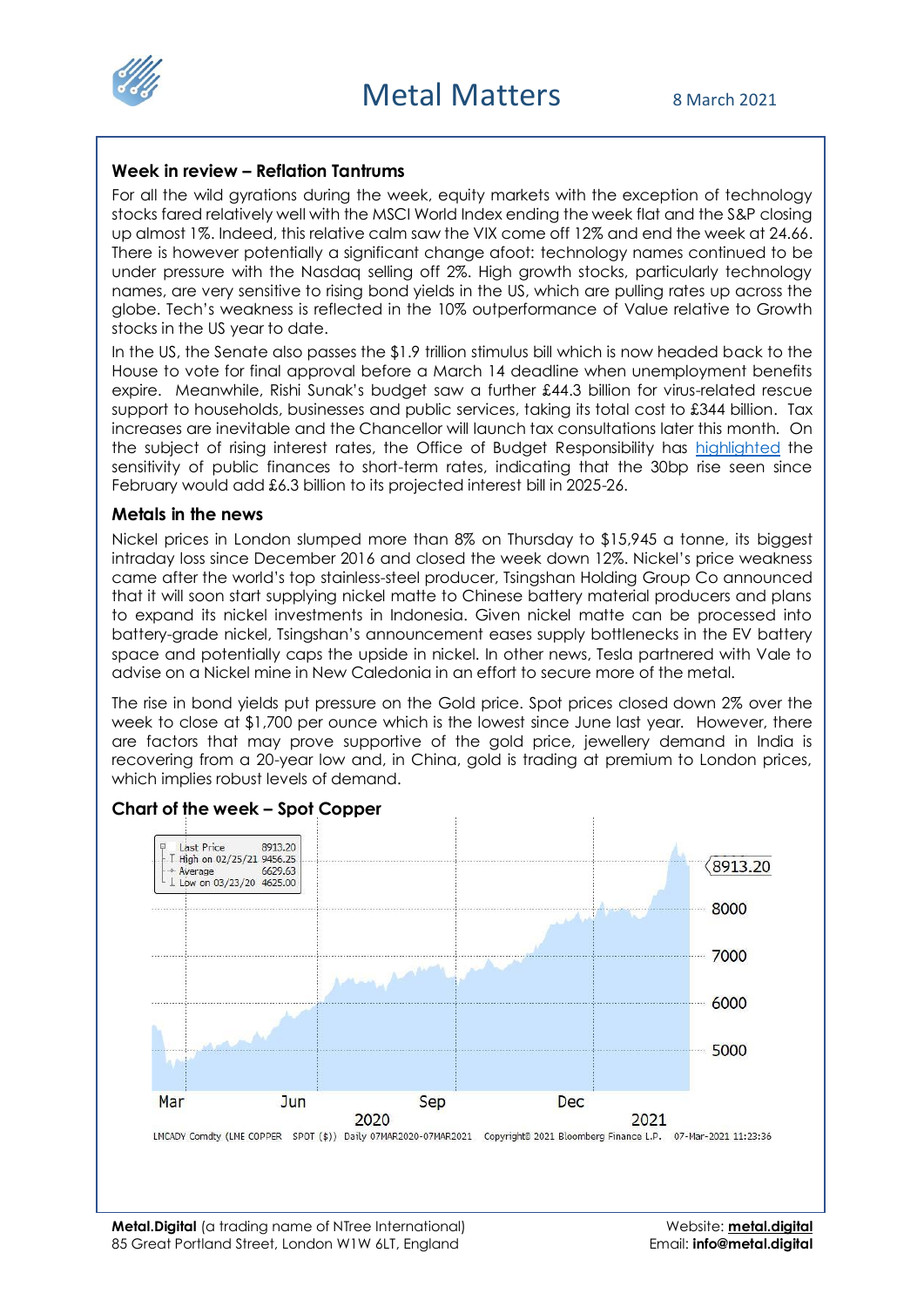# Metal Matters

8 March 2021

## Week in review – Reflation Tantrums

For all the wild gyrations during the week, equity markets with the exception of technology stocks fared relatively well with the MSCI World Index ending the week flat and the S&P closing up almost 1%. Indeed, this relative calm saw the VIX come off 12% and end the week at 24.66. There is however potentially a significant change afoot: technology names continued to be under pressure with the Nasdaq selling off 2%. High growth stocks, particularly technology names, are very sensitive to rising bond yields in the US, which are pulling rates up across the globe. Tech's weakness is reflected in the 10% outperformance of Value relative to Growth stocks in the US year to date.

In the US, the Senate also passes the $1.9 trillion stimulus bill which is now headed back to the House to vote for final approval before a March 14 deadline when unemployment benefits expire. Meanwhile, Rishi Sunak's budget saw a further £44.3 billion for virus-related rescue support to households, businesses and public services, taking its total cost to £344 billion. Tax increases are inevitable and the Chancellor will launch tax consultations later this month. On the subject of rising interest rates, the Office of Budget Responsibility has highlighted the sensitivity of public finances to short-term rates, indicating that the 30bp rise seen since February would add £6.3 billion to its projected interest bill in 2025-26.

## Metals in the news

Nickel prices in London slumped more than 8% on Thursday to $15,945 a tonne, its biggest intraday loss since December 2016 and closed the week down 12%. Nickel's price weakness came after the world's top stainless-steel producer, Tsingshan Holding Group Co announced that it will soon start supplying nickel matte to Chinese battery material producers and plans to expand its nickel investments in Indonesia. Given nickel matte can be processed into battery-grade nickel, Tsingshan's announcement eases supply bottlenecks in the EV battery space and potentially caps the upside in nickel. In other news, Tesla partnered with Vale to advise on a Nickel mine in New Caledonia in an effort to secure more of the metal.

The rise in bond yields put pressure on the Gold price. Spot prices closed down 2% over the week to close at $1,700 per ounce which is the lowest since June last year. However, there are factors that may prove supportive of the gold price, jewellery demand in India is recovering from a 20-year low and, in China, gold is trading at premium to London prices, which implies robust levels of demand.

## Chart of the week – Spot Copper

| | |
|---|---|
| Last Price | 8913.20 |
| High on 02/25/21 | 9456.25 |
| Average | 6629.63 |
| Low on 03/23/20 | 4625.00 |

LMCADY Comdty (LME COPPER SPOT ($)) Daily 07MAR2020-07MAR2021 Copyright© 2021 Bloomberg Finance L.P. 07-Mar-2021 11:23:36

**Metal.Digital** (a trading name of NTree International)
85 Great Portland Street, London W1W 6LT, England

Website: **metal.digital**
Email: **info@metal.digital**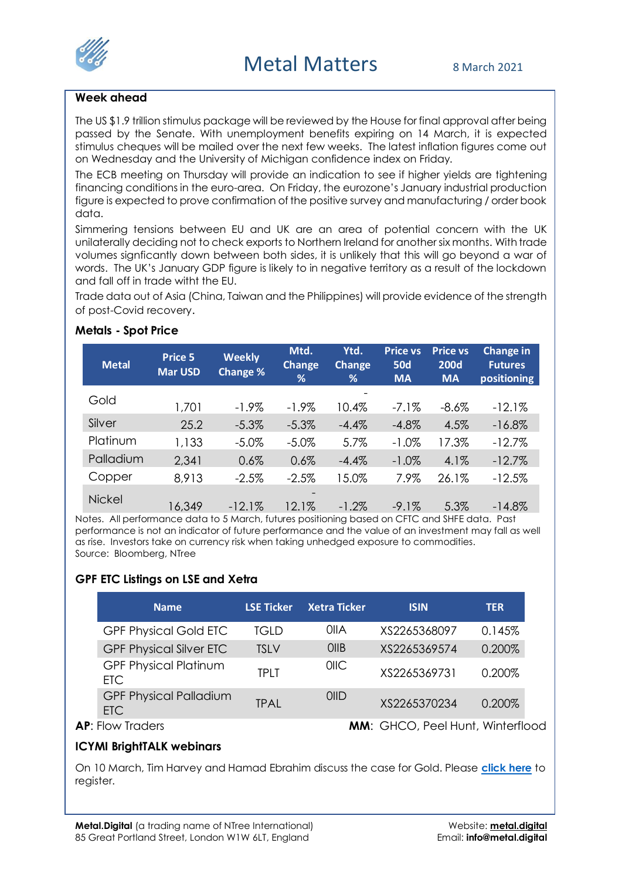Metal Matters

8 March 2021

## Week ahead

The US $1.9 trillion stimulus package will be reviewed by the House for final approval after being passed by the Senate. With unemployment benefits expiring on 14 March, it is expected stimulus cheques will be mailed over the next few weeks. The latest inflation figures come out on Wednesday and the University of Michigan confidence index on Friday.

The ECB meeting on Thursday will provide an indication to see if higher yields are tightening financing conditions in the euro-area. On Friday, the eurozone's January industrial production figure is expected to prove confirmation of the positive survey and manufacturing / order book data.

Simmering tensions between EU and UK are an area of potential concern with the UK unilaterally deciding not to check exports to Northern Ireland for another six months. With trade volumes signficantly down between both sides, it is unlikely that this will go beyond a war of words. The UK's January GDP figure is likely to in negative territory as a result of the lockdown and fall off in trade witht the EU.

Trade data out of Asia (China, Taiwan and the Philippines) will provide evidence of the strength of post-Covid recovery.

### Metals - Spot Price

| Metal | Price 5 Mar USD | Weekly Change % | Mtd. Change % | Ytd. Change % | Price vs 50d MA | Price vs 200d MA | Change in Futures positioning |
|---|---|---|---|---|---|---|---|
| Gold | 1,701 | -1.9% | -1.9% | -10.4% | -7.1% | -8.6% | -12.1% |
| Silver | 25.2 | -5.3% | -5.3% | -4.4% | -4.8% | 4.5% | -16.8% |
| Platinum | 1,133 | -5.0% | -5.0% | 5.7% | -1.0% | 17.3% | -12.7% |
| Palladium | 2,341 | 0.6% | 0.6% | -4.4% | -1.0% | 4.1% | -12.7% |
| Copper | 8,913 | -2.5% | -2.5% | 15.0% | 7.9% | 26.1% | -12.5% |
| Nickel | 16,349 | -12.1% | -12.1% | -1.2% | -9.1% | 5.3% | -14.8% |

Notes. All performance data to 5 March, futures positioning based on CFTC and SHFE data. Past performance is not an indicator of future performance and the value of an investment may fall as well as rise. Investors take on currency risk when taking unhedged exposure to commodities.
Source: Bloomberg, NTree

### GPF ETC Listings on LSE and Xetra

| Name | LSE Ticker | Xetra Ticker | ISIN | TER |
|---|---|---|---|---|
| GPF Physical Gold ETC | TGLD | 0IIA | XS2265368097 | 0.145% |
| GPF Physical Silver ETC | TSLV | 0IIB | XS2265369574 | 0.200% |
| GPF Physical Platinum ETC | TPLT | 0IIC | XS2265369731 | 0.200% |
| GPF Physical Palladium ETC | TPAL | 0IID | XS2265370234 | 0.200% |

**AP**: Flow Traders **MM**: GHCO, Peel Hunt, Winterflood

### ICYMI BrightTALK webinars

On 10 March, Tim Harvey and Hamad Ebrahim discuss the case for Gold. Please **click here** to register.

**Metal.Digital** (a trading name of NTree International)
85 Great Portland Street, London W1W 6LT, England

Website: **metal.digital**
Email: **info@metal.digital**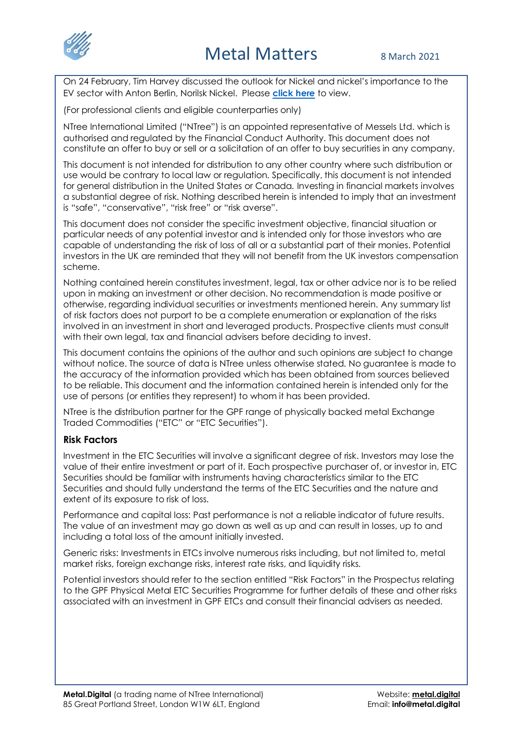On 24 February, Tim Harvey discussed the outlook for Nickel and nickel's importance to the EV sector with Anton Berlin, Norilsk Nickel. Please **click here** to view.

(For professional clients and eligible counterparties only)

NTree International Limited ("NTree") is an appointed representative of Messels Ltd. which is authorised and regulated by the Financial Conduct Authority. This document does not constitute an offer to buy or sell or a solicitation of an offer to buy securities in any company.

This document is not intended for distribution to any other country where such distribution or use would be contrary to local law or regulation. Specifically, this document is not intended for general distribution in the United States or Canada. Investing in financial markets involves a substantial degree of risk. Nothing described herein is intended to imply that an investment is "safe", "conservative", "risk free" or "risk averse".

This document does not consider the specific investment objective, financial situation or particular needs of any potential investor and is intended only for those investors who are capable of understanding the risk of loss of all or a substantial part of their monies. Potential investors in the UK are reminded that they will not benefit from the UK investors compensation scheme.

Nothing contained herein constitutes investment, legal, tax or other advice nor is to be relied upon in making an investment or other decision. No recommendation is made positive or otherwise, regarding individual securities or investments mentioned herein. Any summary list of risk factors does not purport to be a complete enumeration or explanation of the risks involved in an investment in short and leveraged products. Prospective clients must consult with their own legal, tax and financial advisers before deciding to invest.

This document contains the opinions of the author and such opinions are subject to change without notice. The source of data is NTree unless otherwise stated. No guarantee is made to the accuracy of the information provided which has been obtained from sources believed to be reliable. This document and the information contained herein is intended only for the use of persons (or entities they represent) to whom it has been provided.

NTree is the distribution partner for the GPF range of physically backed metal Exchange Traded Commodities ("ETC" or "ETC Securities").

### Risk Factors

Investment in the ETC Securities will involve a significant degree of risk. Investors may lose the value of their entire investment or part of it. Each prospective purchaser of, or investor in, ETC Securities should be familiar with instruments having characteristics similar to the ETC Securities and should fully understand the terms of the ETC Securities and the nature and extent of its exposure to risk of loss.

Performance and capital loss: Past performance is not a reliable indicator of future results. The value of an investment may go down as well as up and can result in losses, up to and including a total loss of the amount initially invested.

Generic risks: Investments in ETCs involve numerous risks including, but not limited to, metal market risks, foreign exchange risks, interest rate risks, and liquidity risks.

Potential investors should refer to the section entitled "Risk Factors" in the Prospectus relating to the GPF Physical Metal ETC Securities Programme for further details of these and other risks associated with an investment in GPF ETCs and consult their financial advisers as needed.